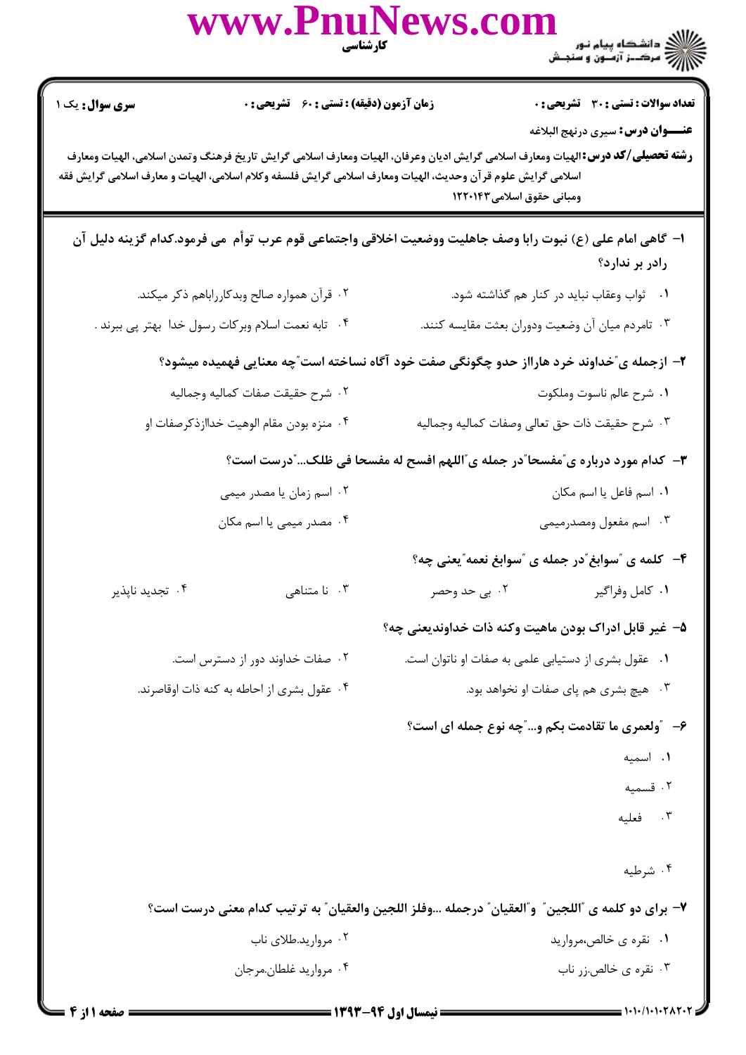**تعداد سوالات : تستی : ۳۰ تشریحی : ۰** | **زمان آزمون (دقیقه) : تستی : ۶۰ تشریحی : ۰** | **سری سوال : یک ۱**

**عنـــوان درس:** سیری درنهج البلاغه

**رشته تحصیلی/کد درس:** الهیات ومعارف اسلامی گرایش ادیان وعرفان، الهیات ومعارف اسلامی گرایش تاریخ فرهنگ وتمدن اسلامی، الهیات ومعارف اسلامی گرایش علوم قرآن وحدیث، الهیات ومعارف اسلامی گرایش فلسفه وکلام اسلامی، الهیات و معارف اسلامی گرایش فقه ومبانی حقوق اسلامی۱۲۲۰۱۴۳

**۱- گاهی امام علی (ع) نبوت رابا وصف جاهلیت ووضعیت اخلاقی واجتماعی قوم عرب توأم می فرمود.کدام گزینه دلیل آن رادر بر ندارد؟**

۱. ثواب وعقاب نباید در کنار هم گذاشته شود.

۲. قرآن همواره صالح وبدکارراباهم ذکر میکند.

۳. تامردم میان آن وضعیت ودوران بعثت مقایسه کنند.

۴. تابه نعمت اسلام وبرکات رسول خدا بهتر پی ببرند .

**۲- ازجمله ی"خداوند خرد هارااز حدو چگونگی صفت خود آگاه نساخته است"چه معنایی فهمیده میشود؟**

۱. شرح عالم ناسوت وملکوت

۲. شرح حقیقت صفات کمالیه وجمالیه

۳. شرح حقیقت ذات حق تعالی وصفات کمالیه وجمالیه

۴. منزه بودن مقام الوهیت خدااززذکرصفات او

**۳- کدام مورد درباره ی"مفسحا"در جمله ی"اللهم افسح له مفسحا فی ظلک..."درست است؟**

۱. اسم فاعل یا اسم مکان

۲. اسم زمان یا مصدر میمی

۳. اسم مفعول ومصدرمیمی

۴. مصدر میمی یا اسم مکان

**۴- کلمه ی "سوابغ"در جمله ی "سوابغ نعمه"یعنی چه؟**

۱. کامل وفراگیر

۲. بی حد وحصر

۳. نا متناهی

۴. تجدید ناپذیر

**۵- غیر قابل ادراک بودن ماهیت وکنه ذات خداوندیعنی چه؟**

۱. عقول بشری از دستیابی علمی به صفات او ناتوان است.

۲. صفات خداوند دور از دسترس است.

۳. هیچ بشری هم پای صفات او نخواهد بود.

۴. عقول بشری از احاطه به کنه ذات اوقاصرند.

**۶- "ولعمری ما تقادمت بکم و..."چه نوع جمله ای است؟**

۱. اسمیه

۲. قسمیه

۳. فعلیه

۴. شرطیه

**۷- برای دو کلمه ی "اللجین" و"العقیان" درجمله ...وفلز اللجین والعقیان" به ترتیب کدام معنی درست است؟**

۱. نقره ی خالص،مروارید

۲. مروارید.طلای ناب

۳. نقره ی خالص.زر ناب

۴. مروارید غلطان.مرجان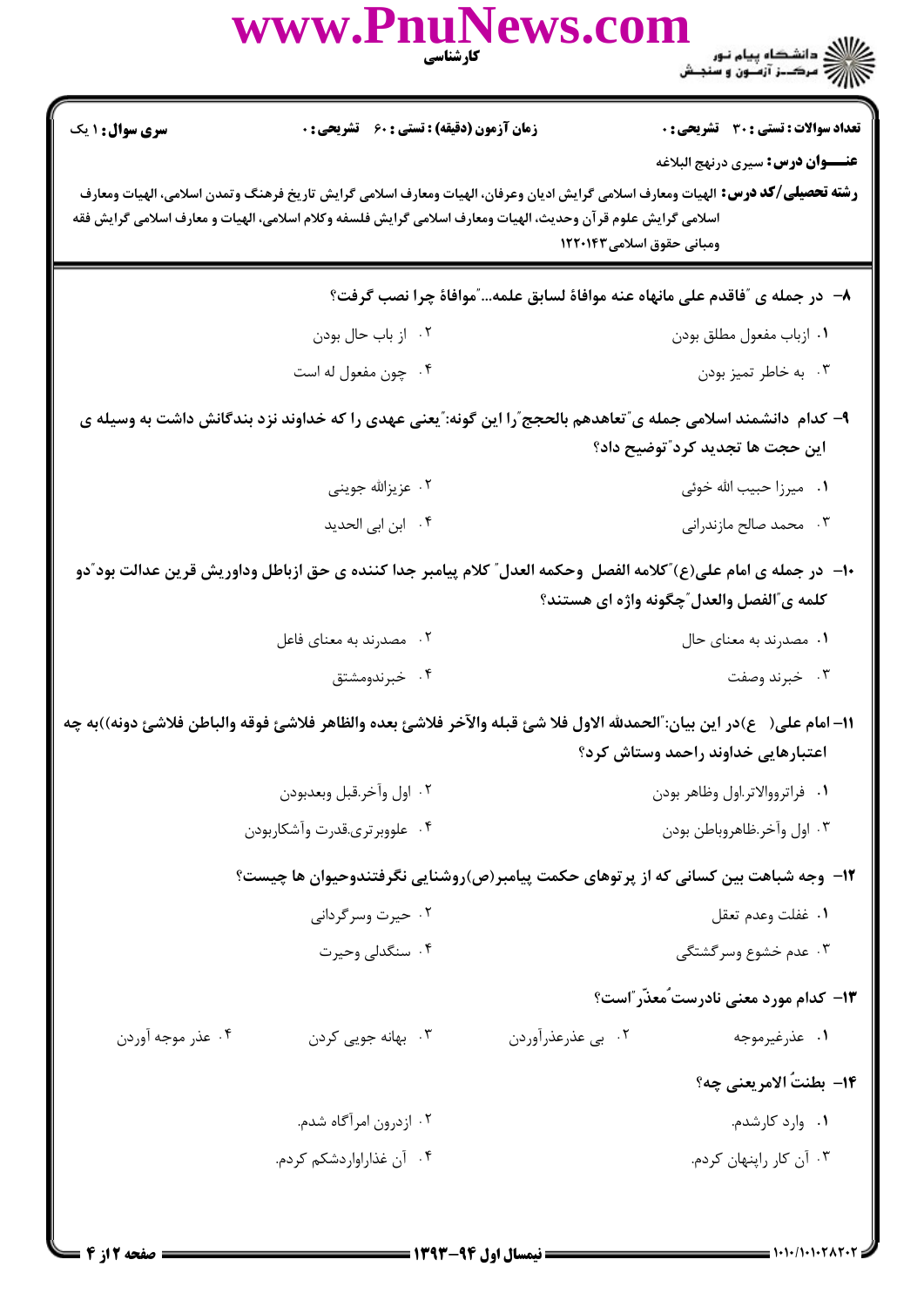**سری سوال:** ۱ یک | **زمان آزمون (دقیقه) : تستی :** ۶۰ **تشریحی :** ۰ | **تعداد سوالات : تستی :** ۳۰ **تشریحی :** ۰

**عنـــوان درس:** سیری درنهج البلاغه

**رشته تحصیلی/کد درس:** الهیات ومعارف اسلامی گرایش ادیان وعرفان، الهیات ومعارف اسلامی گرایش تاریخ فرهنگ وتمدن اسلامی، الهیات ومعارف اسلامی گرایش علوم قرآن وحدیث، الهیات ومعارف اسلامی گرایش فلسفه وکلام اسلامی، الهیات و معارف اسلامی گرایش فقه ومبانی حقوق اسلامی۱۲۲۰۱۴۳

**۸-** در جمله ی "فاقدم علی مانهاه عنه موافاهٔ لسابق علمه..."موافاهٔ چرا نصب گرفت؟

۱. ازباب مفعول مطلق بودن

۲. از باب حال بودن

۳. به خاطر تمیز بودن

۴. چون مفعول له است

**۹-** کدام دانشمند اسلامی جمله ی"تعاهدهم بالحجج"را این گونه:"یعنی عهدی را که خداوند نزد بندگانش داشت به وسیله ی این حجت ها تجدید کرد"توضیح داد؟

۱. میرزا حبیب الله خوئی

۲. عزیزالله جوینی

۳. محمد صالح مازندرانی

۴. ابن ابی الحدید

**۱۰-** در جمله ی امام علی(ع)"کلامه الفصل وحکمه العدل" کلام پیامبر جدا کننده ی حق ازباطل وداوریش قرین عدالت بود"دو کلمه ی"الفصل والعدل"چگونه واژه ای هستند؟

۱. مصدرند به معنای حال

۲. مصدرند به معنای فاعل

۳. خبرند وصفت

۴. خبرندومشتق

**۱۱-** امام علی( ع)در این بیان:"الحمدلله الاول فلا شئ قبله والآخر فلاشئ بعده والظاهر فلاشئ فوقه والباطن فلاشئ دونه))به چه اعتبارهایی خداوند راحمد وستاش کرد؟

۱. فراترووالاتر.اول وظاهر بودن

۲. اول وآخر.قبل وبعدبودن

۳. اول وآخر.ظاهروباطن بودن

۴. علووبرتری.قدرت وآشکاربودن

**۱۲-** وجه شباهت بین کسانی که از پرتوهای حکمت پیامبر(ص)روشنایی نگرفتندوحیوان ها چیست؟

۱. غفلت وعدم تعقل

۲. حیرت وسرگردانی

۳. عدم خشوع وسرگشتگی

۴. سنگدلی وحیرت

**۱۳-** کدام مورد معنی نادرست"مُعذّر"است؟

۱. عذرغیرموجه

۲. بی عذرعذرآوردن

۳. بهانه جویی کردن

۴. عذر موجه آوردن

**۱۴-** بطنتُ الامریعنی چه؟

۱. وارد کارشدم.

۲. ازدرون امرآگاه شدم.

۳. آن کار راپنهان کردم.

۴. آن غذاراواردشکم کردم.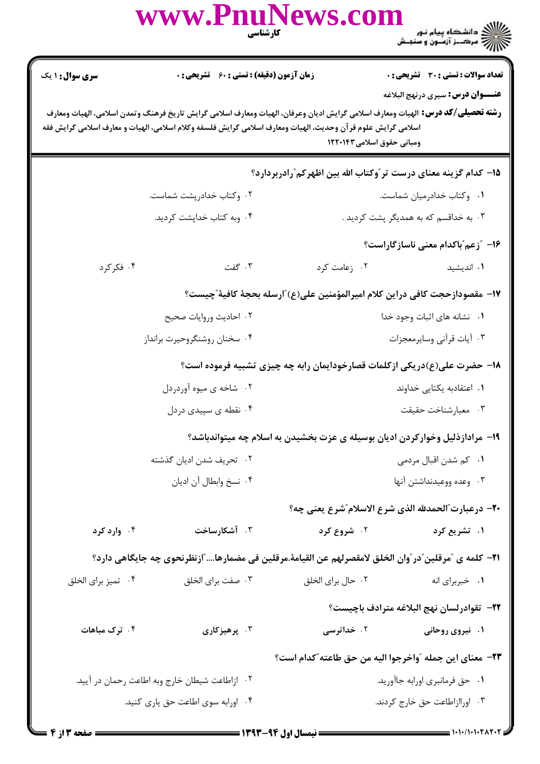**تعداد سوالات : تستی : ۳۰ تشریحی : ۰** | **زمان آزمون (دقیقه) : تستی : ۶۰ تشریحی : ۰** | **سری سوال : ۱ یک**

**عنـــوان درس:** سیری درنهج البلاغه

**رشته تحصیلی/کد درس:** الهیات ومعارف اسلامی گرایش ادیان وعرفان، الهیات ومعارف اسلامی گرایش تاریخ فرهنگ وتمدن اسلامی، الهیات ومعارف اسلامی گرایش علوم قرآن وحدیث، الهیات ومعارف اسلامی گرایش فلسفه وکلام اسلامی، الهیات و معارف اسلامی گرایش فقه ومبانی حقوق اسلامی۱۲۲۰۱۴۳

**۱۵- کدام گزینه معنای درست تر"وکتاب الله بین اظهرکم"رادربردارد؟**

۱. وکتاب خدادرمیان شماست.

۲. وکتاب خداپشت شماست.

۳. به خداقسم که به همدیگر پشت کردید .

۴. وبه کتاب خداپشت کردید.

**۱۶- "زعم"باکدام معنی ناسازگاراست؟**

۱. اندیشید

۲. زعامت کرد

۳. گفت

۴. فکرکرد

**۱۷- مقصودازحجت کافی دراین کلام امیرالمؤمنین علی(ع)"ارسله بحجة کافیة"چیست؟**

۱. نشانه های اثبات وجود خدا

۲. احادیث وروایات صحیح

۳. آیات قرآنی وسایرمعجزات

۴. سخنان روشنگروحیرت برانداز

**۱۸- حضرت علی(ع)دریکی ازکلمات قصارخودایمان رابه چه چیزی تشبیه فرموده است؟**

۱. اعتقادبه یکتایی خداوند

۲. شاخه ی میوه آوردردل

۳. معیارشناخت حقیقت

۴. نقطه ی سپیدی دردل

**۱۹- مرادازذلیل وخوارکردن ادیان بوسیله ی عزت بخشیدن به اسلام چه میتواندباشد؟**

۱. کم شدن اقبال مردمی

۲. تحریف شدن ادیان گذشته

۳. وعده ووعیدنداشتن آنها

۴. نسخ وابطال آن ادیان

**۲۰- درعبارت"الحمدلله الذی شرع الاسلام"شرع یعنی چه؟**

۱. تشریع کرد

۲. شروع کرد

۳. آشکارساخت

۴. وارد کرد

**۲۱- کلمه ی "مرقلین"در"وان الخلق لامقصرلهم عن القیامة.مرقلین فی مضمارها...."ازنظرنحوی چه جایگاهی دارد؟**

۱. خبربرای انه

۲. حال برای الخلق

۳. صفت برای الخلق

۴. تمیز برای الخلق

**۲۲- تقوادرلسان نهج البلاغه مترادف باچیست؟**

۱. نیروی روحانی

۲. خداترسی

۳. پرهیزکاری

۴. ترک مباهات

**۲۳- معنای این جمله "واخرجوا الیه من حق طاعته"کدام است؟**

۱. حق فرمانبری اورابه جاآورید.

۲. ازاطاعت شیطان خارج وبه اطاعت رحمان در آیید.

۳. اورازاطاعت حق خارج کردند.

۴. اورابه سوی اطاعت حق یاری کنید.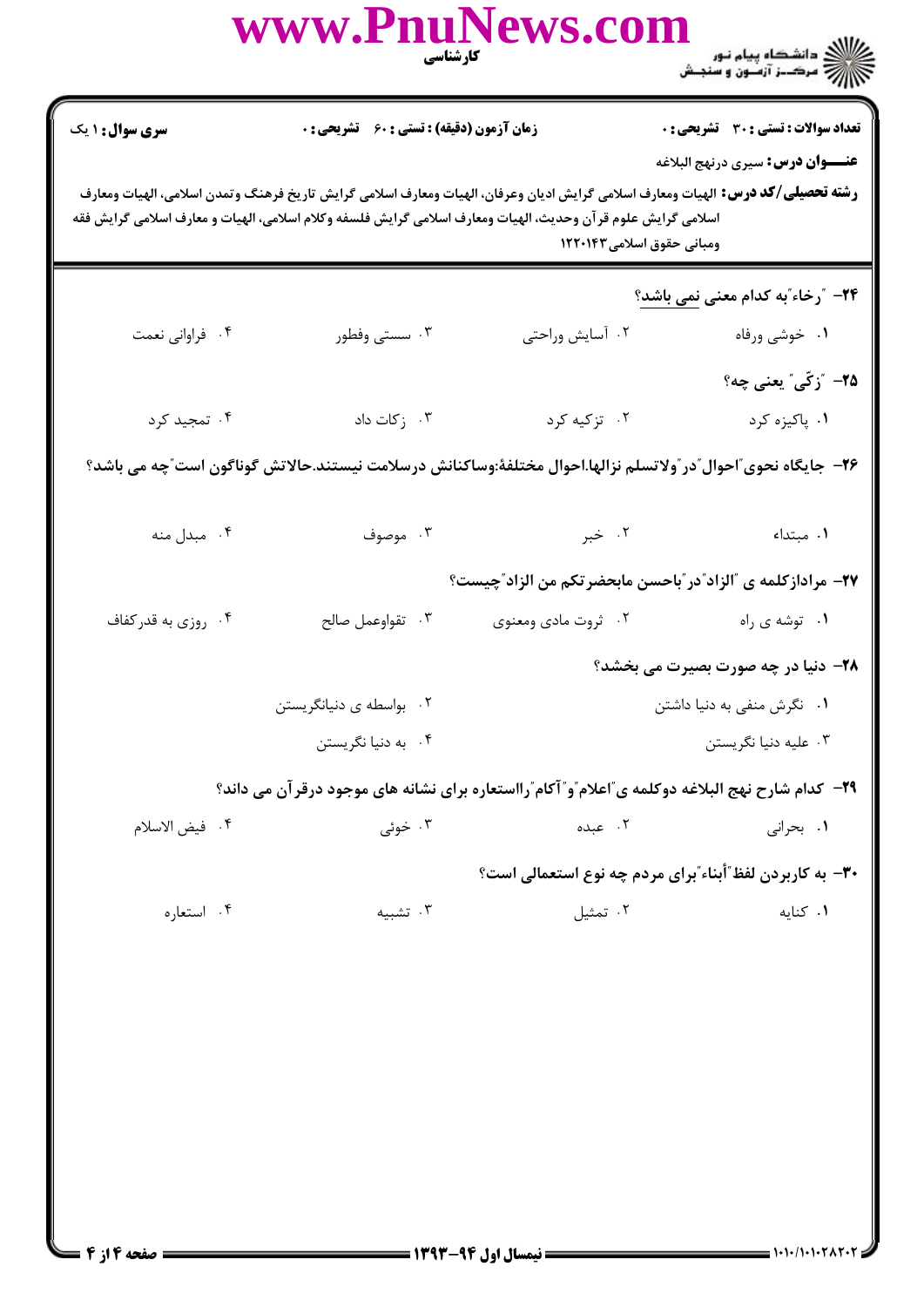**سری سوال:** ۱ یک

**زمان آزمون (دقیقه) : تستی : ۶۰ تشریحی : ۰**

**تعداد سوالات : تستی : ۳۰ تشریحی : ۰**

**عنـــوان درس:** سیری درنهج البلاغه

**رشته تحصیلی/کد درس:** الهیات ومعارف اسلامی گرایش ادیان وعرفان، الهیات ومعارف اسلامی گرایش تاریخ فرهنگ وتمدن اسلامی، الهیات ومعارف اسلامی گرایش علوم قرآن وحدیث، الهیات ومعارف اسلامی گرایش فلسفه وکلام اسلامی، الهیات و معارف اسلامی گرایش فقه ومبانی حقوق اسلامی۱۲۲۰۱۴۳

**۲۴- "رخاء"به کدام معنی نمی باشد؟**

۱. خوشی ورفاه
۲. آسایش وراحتی
۳. سستی وفطور
۴. فراوانی نعمت

**۲۵- "زکّی" یعنی چه؟**

۱. پاکیزه کرد
۲. تزکیه کرد
۳. زکات داد
۴. تمجید کرد

**۲۶- جایگاه نحوی"احوال"در"ولاتسلم نزالها.احوال مختلفهٔ:وساکنانش درسلامت نیستند.حالاتش گوناگون است"چه می باشد؟**

۱. مبتداء
۲. خبر
۳. موصوف
۴. مبدل منه

**۲۷- مرادازکلمه ی "الزاد"در"باحسن مابحضرتکم من الزاد"چیست؟**

۱. توشه ی راه
۲. ثروت مادی ومعنوی
۳. تقواوعمل صالح
۴. روزی به قدرکفاف

**۲۸- دنیا در چه صورت بصیرت می بخشد؟**

۱. نگرش منفی به دنیا داشتن
۲. بواسطه ی دنیانگریستن
۳. علیه دنیا نگریستن
۴. به دنیا نگریستن

**۲۹- کدام شارح نهج البلاغه دوکلمه ی"اعلام"و"آکام"رااستعاره برای نشانه های موجود درقرآن می داند؟**

۱. بحرانی
۲. عبده
۳. خوئی
۴. فیض الاسلام

**۳۰- به کاربردن لفظ"أبناء"برای مردم چه نوع استعمالی است؟**

۱. کنایه
۲. تمثیل
۳. تشبیه
۴. استعاره